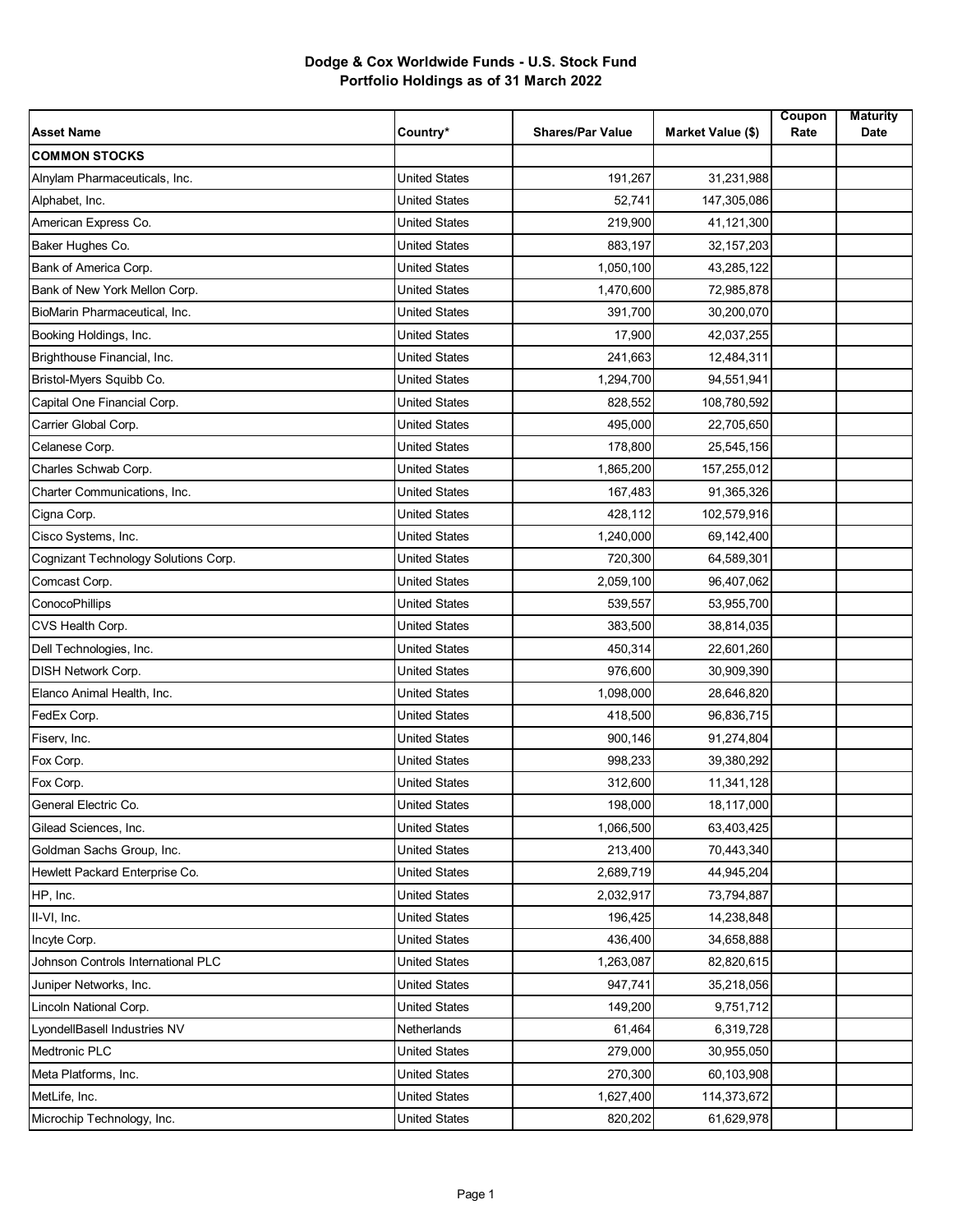# Dodge & Cox Worldwide Funds - U.S. Stock Fund
## Portfolio Holdings as of 31 March 2022

| Asset Name | Country* | Shares/Par Value | Market Value ($) | Coupon Rate | Maturity Date |
|---|---|---|---|---|---|
| **COMMON STOCKS** | | | | | |
| Alnylam Pharmaceuticals, Inc. | United States | 191,267 | 31,231,988 | | |
| Alphabet, Inc. | United States | 52,741 | 147,305,086 | | |
| American Express Co. | United States | 219,900 | 41,121,300 | | |
| Baker Hughes Co. | United States | 883,197 | 32,157,203 | | |
| Bank of America Corp. | United States | 1,050,100 | 43,285,122 | | |
| Bank of New York Mellon Corp. | United States | 1,470,600 | 72,985,878 | | |
| BioMarin Pharmaceutical, Inc. | United States | 391,700 | 30,200,070 | | |
| Booking Holdings, Inc. | United States | 17,900 | 42,037,255 | | |
| Brighthouse Financial, Inc. | United States | 241,663 | 12,484,311 | | |
| Bristol-Myers Squibb Co. | United States | 1,294,700 | 94,551,941 | | |
| Capital One Financial Corp. | United States | 828,552 | 108,780,592 | | |
| Carrier Global Corp. | United States | 495,000 | 22,705,650 | | |
| Celanese Corp. | United States | 178,800 | 25,545,156 | | |
| Charles Schwab Corp. | United States | 1,865,200 | 157,255,012 | | |
| Charter Communications, Inc. | United States | 167,483 | 91,365,326 | | |
| Cigna Corp. | United States | 428,112 | 102,579,916 | | |
| Cisco Systems, Inc. | United States | 1,240,000 | 69,142,400 | | |
| Cognizant Technology Solutions Corp. | United States | 720,300 | 64,589,301 | | |
| Comcast Corp. | United States | 2,059,100 | 96,407,062 | | |
| ConocoPhillips | United States | 539,557 | 53,955,700 | | |
| CVS Health Corp. | United States | 383,500 | 38,814,035 | | |
| Dell Technologies, Inc. | United States | 450,314 | 22,601,260 | | |
| DISH Network Corp. | United States | 976,600 | 30,909,390 | | |
| Elanco Animal Health, Inc. | United States | 1,098,000 | 28,646,820 | | |
| FedEx Corp. | United States | 418,500 | 96,836,715 | | |
| Fiserv, Inc. | United States | 900,146 | 91,274,804 | | |
| Fox Corp. | United States | 998,233 | 39,380,292 | | |
| Fox Corp. | United States | 312,600 | 11,341,128 | | |
| General Electric Co. | United States | 198,000 | 18,117,000 | | |
| Gilead Sciences, Inc. | United States | 1,066,500 | 63,403,425 | | |
| Goldman Sachs Group, Inc. | United States | 213,400 | 70,443,340 | | |
| Hewlett Packard Enterprise Co. | United States | 2,689,719 | 44,945,204 | | |
| HP, Inc. | United States | 2,032,917 | 73,794,887 | | |
| II-VI, Inc. | United States | 196,425 | 14,238,848 | | |
| Incyte Corp. | United States | 436,400 | 34,658,888 | | |
| Johnson Controls International PLC | United States | 1,263,087 | 82,820,615 | | |
| Juniper Networks, Inc. | United States | 947,741 | 35,218,056 | | |
| Lincoln National Corp. | United States | 149,200 | 9,751,712 | | |
| LyondellBasell Industries NV | Netherlands | 61,464 | 6,319,728 | | |
| Medtronic PLC | United States | 279,000 | 30,955,050 | | |
| Meta Platforms, Inc. | United States | 270,300 | 60,103,908 | | |
| MetLife, Inc. | United States | 1,627,400 | 114,373,672 | | |
| Microchip Technology, Inc. | United States | 820,202 | 61,629,978 | | |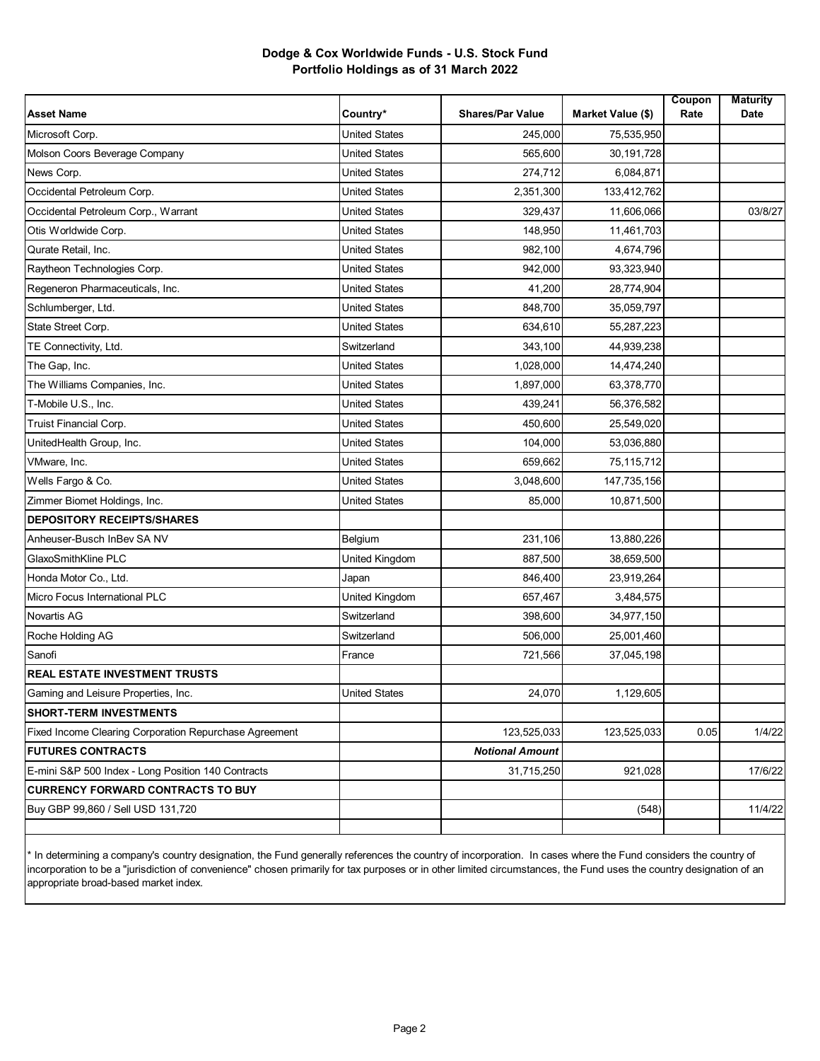# Dodge & Cox Worldwide Funds - U.S. Stock Fund
## Portfolio Holdings as of 31 March 2022

| Asset Name | Country* | Shares/Par Value | Market Value ($) | Coupon Rate | Maturity Date |
|---|---|---|---|---|---|
| Microsoft Corp. | United States | 245,000 | 75,535,950 | | |
| Molson Coors Beverage Company | United States | 565,600 | 30,191,728 | | |
| News Corp. | United States | 274,712 | 6,084,871 | | |
| Occidental Petroleum Corp. | United States | 2,351,300 | 133,412,762 | | |
| Occidental Petroleum Corp., Warrant | United States | 329,437 | 11,606,066 | | 03/8/27 |
| Otis Worldwide Corp. | United States | 148,950 | 11,461,703 | | |
| Qurate Retail, Inc. | United States | 982,100 | 4,674,796 | | |
| Raytheon Technologies Corp. | United States | 942,000 | 93,323,940 | | |
| Regeneron Pharmaceuticals, Inc. | United States | 41,200 | 28,774,904 | | |
| Schlumberger, Ltd. | United States | 848,700 | 35,059,797 | | |
| State Street Corp. | United States | 634,610 | 55,287,223 | | |
| TE Connectivity, Ltd. | Switzerland | 343,100 | 44,939,238 | | |
| The Gap, Inc. | United States | 1,028,000 | 14,474,240 | | |
| The Williams Companies, Inc. | United States | 1,897,000 | 63,378,770 | | |
| T-Mobile U.S., Inc. | United States | 439,241 | 56,376,582 | | |
| Truist Financial Corp. | United States | 450,600 | 25,549,020 | | |
| UnitedHealth Group, Inc. | United States | 104,000 | 53,036,880 | | |
| VMware, Inc. | United States | 659,662 | 75,115,712 | | |
| Wells Fargo & Co. | United States | 3,048,600 | 147,735,156 | | |
| Zimmer Biomet Holdings, Inc. | United States | 85,000 | 10,871,500 | | |
| **DEPOSITORY RECEIPTS/SHARES** | | | | | |
| Anheuser-Busch InBev SA NV | Belgium | 231,106 | 13,880,226 | | |
| GlaxoSmithKline PLC | United Kingdom | 887,500 | 38,659,500 | | |
| Honda Motor Co., Ltd. | Japan | 846,400 | 23,919,264 | | |
| Micro Focus International PLC | United Kingdom | 657,467 | 3,484,575 | | |
| Novartis AG | Switzerland | 398,600 | 34,977,150 | | |
| Roche Holding AG | Switzerland | 506,000 | 25,001,460 | | |
| Sanofi | France | 721,566 | 37,045,198 | | |
| **REAL ESTATE INVESTMENT TRUSTS** | | | | | |
| Gaming and Leisure Properties, Inc. | United States | 24,070 | 1,129,605 | | |
| **SHORT-TERM INVESTMENTS** | | | | | |
| Fixed Income Clearing Corporation Repurchase Agreement | | 123,525,033 | 123,525,033 | 0.05 | 1/4/22 |
| **FUTURES CONTRACTS** | | ***Notional Amount*** | | | |
| E-mini S&P 500 Index - Long Position 140 Contracts | | 31,715,250 | 921,028 | | 17/6/22 |
| **CURRENCY FORWARD CONTRACTS TO BUY** | | | | | |
| Buy GBP 99,860 / Sell USD 131,720 | | | (548) | | 11/4/22 |

* In determining a company's country designation, the Fund generally references the country of incorporation. In cases where the Fund considers the country of incorporation to be a "jurisdiction of convenience" chosen primarily for tax purposes or in other limited circumstances, the Fund uses the country designation of an appropriate broad-based market index.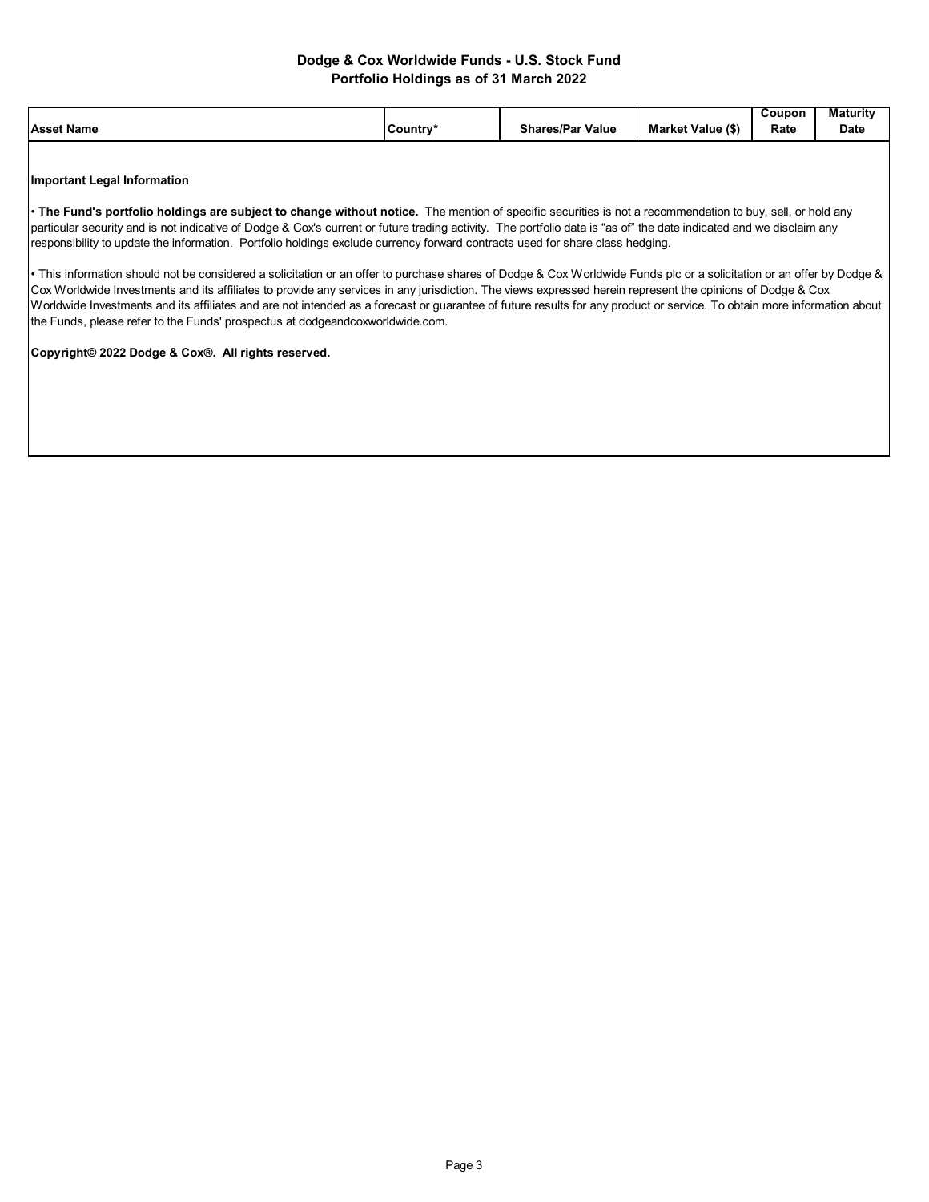# Dodge & Cox Worldwide Funds - U.S. Stock Fund
## Portfolio Holdings as of 31 March 2022

| Asset Name | Country* | Shares/Par Value | Market Value ($) | Coupon Rate | Maturity Date |
|---|---|---|---|---|---|

**Important Legal Information**

• **The Fund's portfolio holdings are subject to change without notice.** The mention of specific securities is not a recommendation to buy, sell, or hold any particular security and is not indicative of Dodge & Cox's current or future trading activity. The portfolio data is "as of" the date indicated and we disclaim any responsibility to update the information. Portfolio holdings exclude currency forward contracts used for share class hedging.

• This information should not be considered a solicitation or an offer to purchase shares of Dodge & Cox Worldwide Funds plc or a solicitation or an offer by Dodge & Cox Worldwide Investments and its affiliates to provide any services in any jurisdiction. The views expressed herein represent the opinions of Dodge & Cox Worldwide Investments and its affiliates and are not intended as a forecast or guarantee of future results for any product or service. To obtain more information about the Funds, please refer to the Funds' prospectus at dodgeandcoxworldwide.com.

**Copyright© 2022 Dodge & Cox®. All rights reserved.**